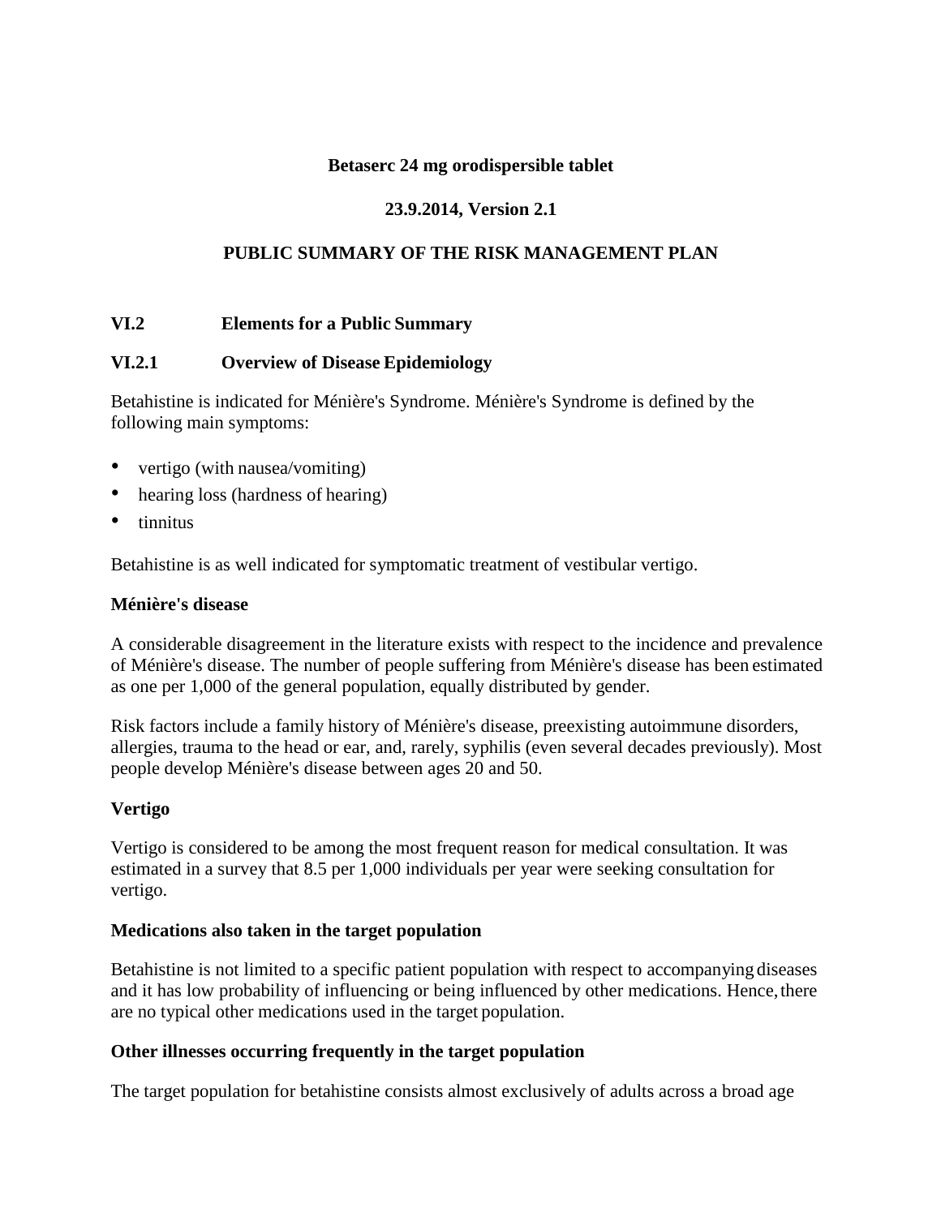**Betaserc 24 mg orodispersible tablet**

**23.9.2014, Version 2.1**

**PUBLIC SUMMARY OF THE RISK MANAGEMENT PLAN**

## VI.2 Elements for a Public Summary

### VI.2.1 Overview of Disease Epidemiology

Betahistine is indicated for Ménière's Syndrome. Ménière's Syndrome is defined by the following main symptoms:

- vertigo (with nausea/vomiting)
- hearing loss (hardness of hearing)
- tinnitus

Betahistine is as well indicated for symptomatic treatment of vestibular vertigo.

**Ménière's disease**

A considerable disagreement in the literature exists with respect to the incidence and prevalence of Ménière's disease. The number of people suffering from Ménière's disease has been estimated as one per 1,000 of the general population, equally distributed by gender.

Risk factors include a family history of Ménière's disease, preexisting autoimmune disorders, allergies, trauma to the head or ear, and, rarely, syphilis (even several decades previously). Most people develop Ménière's disease between ages 20 and 50.

**Vertigo**

Vertigo is considered to be among the most frequent reason for medical consultation. It was estimated in a survey that 8.5 per 1,000 individuals per year were seeking consultation for vertigo.

**Medications also taken in the target population**

Betahistine is not limited to a specific patient population with respect to accompanying diseases and it has low probability of influencing or being influenced by other medications. Hence, there are no typical other medications used in the target population.

**Other illnesses occurring frequently in the target population**

The target population for betahistine consists almost exclusively of adults across a broad age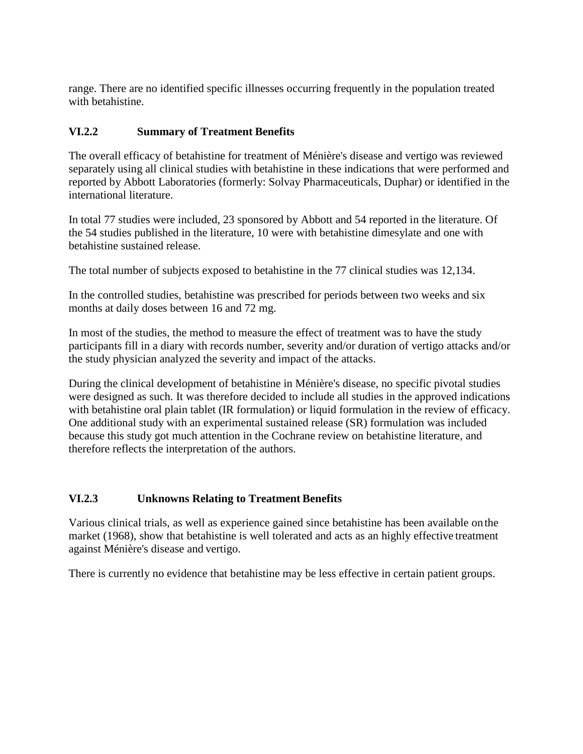range. There are no identified specific illnesses occurring frequently in the population treated with betahistine.

### VI.2.2 Summary of Treatment Benefits

The overall efficacy of betahistine for treatment of Ménière's disease and vertigo was reviewed separately using all clinical studies with betahistine in these indications that were performed and reported by Abbott Laboratories (formerly: Solvay Pharmaceuticals, Duphar) or identified in the international literature.

In total 77 studies were included, 23 sponsored by Abbott and 54 reported in the literature. Of the 54 studies published in the literature, 10 were with betahistine dimesylate and one with betahistine sustained release.

The total number of subjects exposed to betahistine in the 77 clinical studies was 12,134.

In the controlled studies, betahistine was prescribed for periods between two weeks and six months at daily doses between 16 and 72 mg.

In most of the studies, the method to measure the effect of treatment was to have the study participants fill in a diary with records number, severity and/or duration of vertigo attacks and/or the study physician analyzed the severity and impact of the attacks.

During the clinical development of betahistine in Ménière's disease, no specific pivotal studies were designed as such. It was therefore decided to include all studies in the approved indications with betahistine oral plain tablet (IR formulation) or liquid formulation in the review of efficacy. One additional study with an experimental sustained release (SR) formulation was included because this study got much attention in the Cochrane review on betahistine literature, and therefore reflects the interpretation of the authors.

### VI.2.3 Unknowns Relating to Treatment Benefits

Various clinical trials, as well as experience gained since betahistine has been available on the market (1968), show that betahistine is well tolerated and acts as an highly effective treatment against Ménière's disease and vertigo.

There is currently no evidence that betahistine may be less effective in certain patient groups.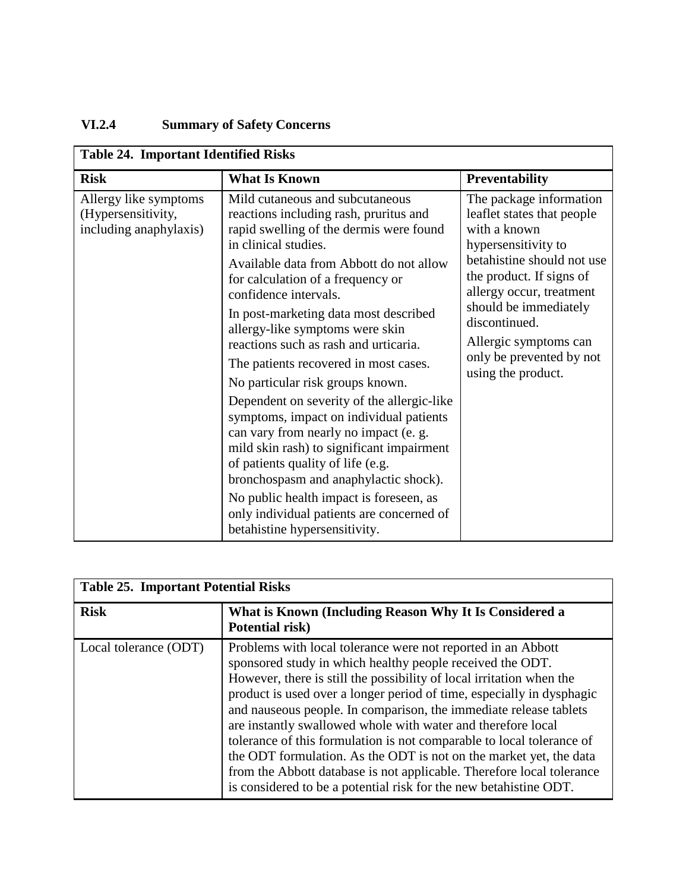### VI.2.4 Summary of Safety Concerns

| Table 24. Important Identified Risks | | |
|---|---|---|
| **Risk** | **What Is Known** | **Preventability** |
| Allergy like symptoms (Hypersensitivity, including anaphylaxis) | Mild cutaneous and subcutaneous reactions including rash, pruritus and rapid swelling of the dermis were found in clinical studies.<br><br>Available data from Abbott do not allow for calculation of a frequency or confidence intervals.<br><br>In post-marketing data most described allergy-like symptoms were skin reactions such as rash and urticaria.<br><br>The patients recovered in most cases.<br><br>No particular risk groups known.<br><br>Dependent on severity of the allergic-like symptoms, impact on individual patients can vary from nearly no impact (e. g. mild skin rash) to significant impairment of patients quality of life (e.g. bronchospasm and anaphylactic shock).<br><br>No public health impact is foreseen, as only individual patients are concerned of betahistine hypersensitivity. | The package information leaflet states that people with a known hypersensitivity to betahistine should not use the product. If signs of allergy occur, treatment should be immediately discontinued.<br><br>Allergic symptoms can only be prevented by not using the product. |

| Table 25. Important Potential Risks | |
|---|---|
| **Risk** | **What is Known (Including Reason Why It Is Considered a Potential risk)** |
| Local tolerance (ODT) | Problems with local tolerance were not reported in an Abbott sponsored study in which healthy people received the ODT. However, there is still the possibility of local irritation when the product is used over a longer period of time, especially in dysphagic and nauseous people. In comparison, the immediate release tablets are instantly swallowed whole with water and therefore local tolerance of this formulation is not comparable to local tolerance of the ODT formulation. As the ODT is not on the market yet, the data from the Abbott database is not applicable. Therefore local tolerance is considered to be a potential risk for the new betahistine ODT. |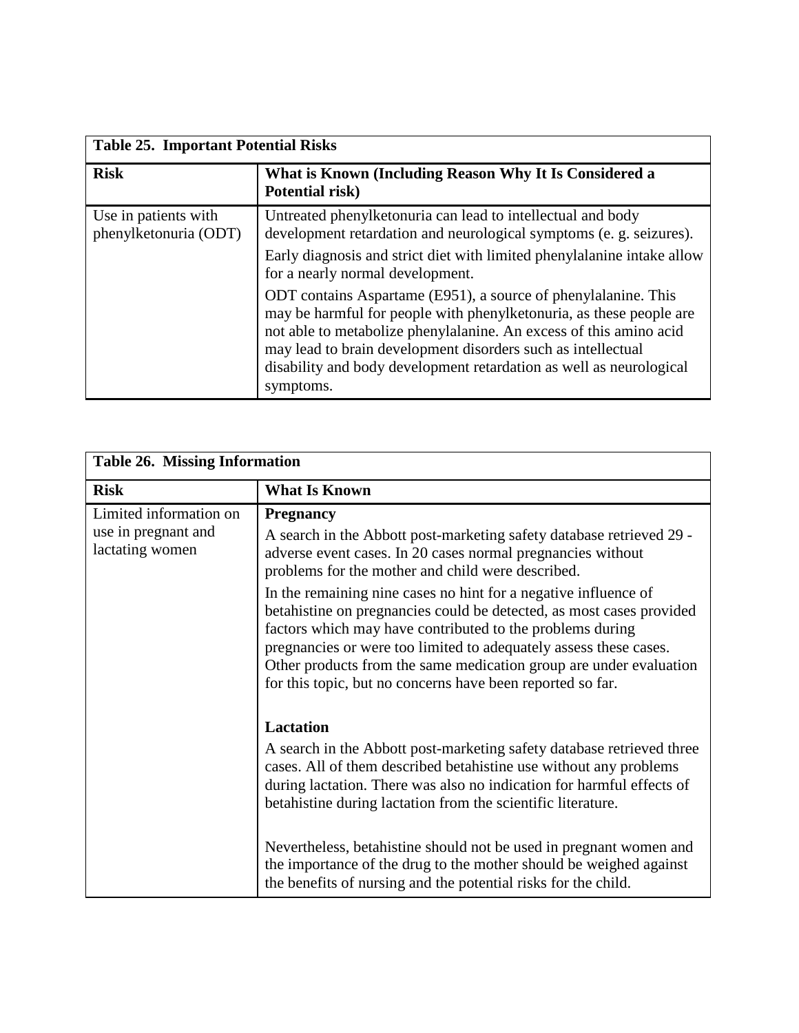| Table 25. Important Potential Risks | |
|---|---|
| **Risk** | **What is Known (Including Reason Why It Is Considered a Potential risk)** |
| Use in patients with phenylketonuria (ODT) | Untreated phenylketonuria can lead to intellectual and body development retardation and neurological symptoms (e. g. seizures).<br><br>Early diagnosis and strict diet with limited phenylalanine intake allow for a nearly normal development.<br><br>ODT contains Aspartame (E951), a source of phenylalanine. This may be harmful for people with phenylketonuria, as these people are not able to metabolize phenylalanine. An excess of this amino acid may lead to brain development disorders such as intellectual disability and body development retardation as well as neurological symptoms. |

| Table 26. Missing Information | |
|---|---|
| **Risk** | **What Is Known** |
| Limited information on use in pregnant and lactating women | **Pregnancy**<br><br>A search in the Abbott post-marketing safety database retrieved 29 - adverse event cases. In 20 cases normal pregnancies without problems for the mother and child were described.<br><br>In the remaining nine cases no hint for a negative influence of betahistine on pregnancies could be detected, as most cases provided factors which may have contributed to the problems during pregnancies or were too limited to adequately assess these cases. Other products from the same medication group are under evaluation for this topic, but no concerns have been reported so far.<br><br>**Lactation**<br><br>A search in the Abbott post-marketing safety database retrieved three cases. All of them described betahistine use without any problems during lactation. There was also no indication for harmful effects of betahistine during lactation from the scientific literature.<br><br>Nevertheless, betahistine should not be used in pregnant women and the importance of the drug to the mother should be weighed against the benefits of nursing and the potential risks for the child. |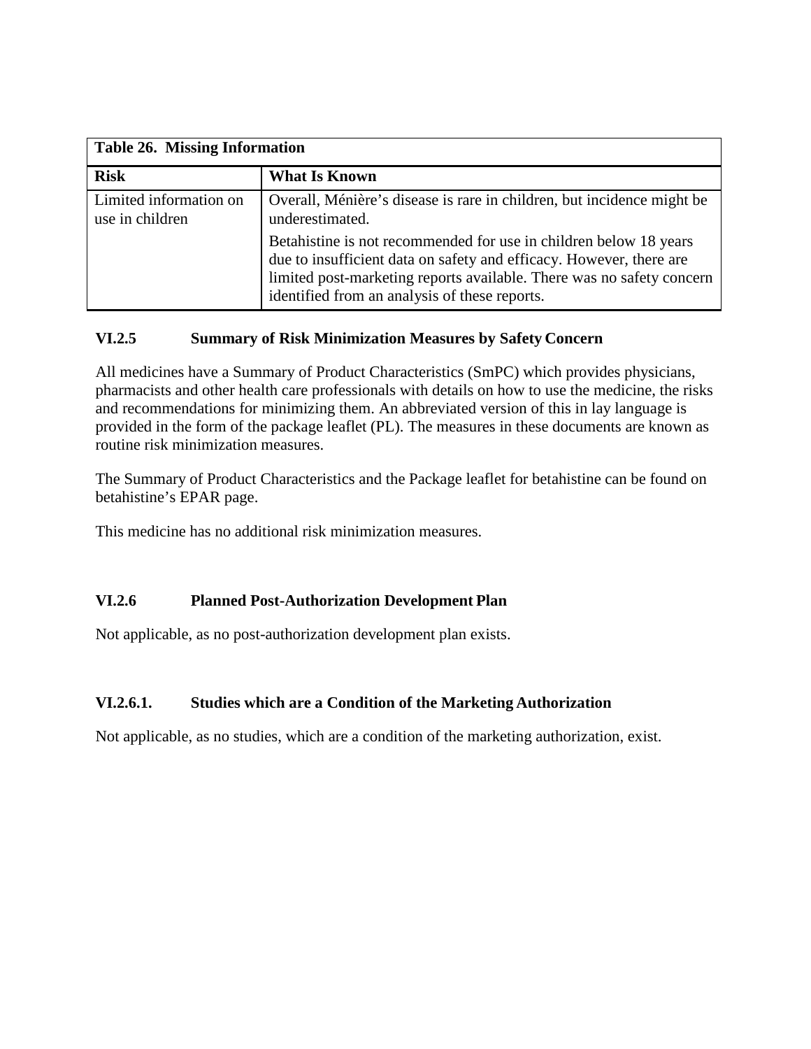**Table 26. Missing Information**

| Risk | What Is Known |
|---|---|
| Limited information on use in children | Overall, Ménière's disease is rare in children, but incidence might be underestimated. Betahistine is not recommended for use in children below 18 years due to insufficient data on safety and efficacy. However, there are limited post-marketing reports available. There was no safety concern identified from an analysis of these reports. |

### VI.2.5 Summary of Risk Minimization Measures by Safety Concern

All medicines have a Summary of Product Characteristics (SmPC) which provides physicians, pharmacists and other health care professionals with details on how to use the medicine, the risks and recommendations for minimizing them. An abbreviated version of this in lay language is provided in the form of the package leaflet (PL). The measures in these documents are known as routine risk minimization measures.

The Summary of Product Characteristics and the Package leaflet for betahistine can be found on betahistine's EPAR page.

This medicine has no additional risk minimization measures.

### VI.2.6 Planned Post-Authorization Development Plan

Not applicable, as no post-authorization development plan exists.

#### VI.2.6.1. Studies which are a Condition of the Marketing Authorization

Not applicable, as no studies, which are a condition of the marketing authorization, exist.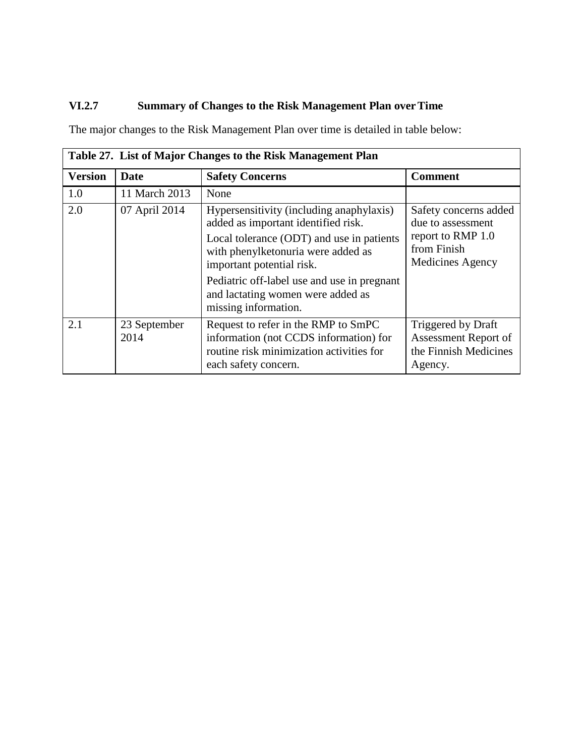### VI.2.7 Summary of Changes to the Risk Management Plan over Time

The major changes to the Risk Management Plan over time is detailed in table below:

**Table 27. List of Major Changes to the Risk Management Plan**

| Version | Date | Safety Concerns | Comment |
|---|---|---|---|
| 1.0 | 11 March 2013 | None | |
| 2.0 | 07 April 2014 | Hypersensitivity (including anaphylaxis) added as important identified risk.<br>Local tolerance (ODT) and use in patients with phenylketonuria were added as important potential risk.<br>Pediatric off-label use and use in pregnant and lactating women were added as missing information. | Safety concerns added due to assessment report to RMP 1.0 from Finish Medicines Agency |
| 2.1 | 23 September 2014 | Request to refer in the RMP to SmPC information (not CCDS information) for routine risk minimization activities for each safety concern. | Triggered by Draft Assessment Report of the Finnish Medicines Agency. |